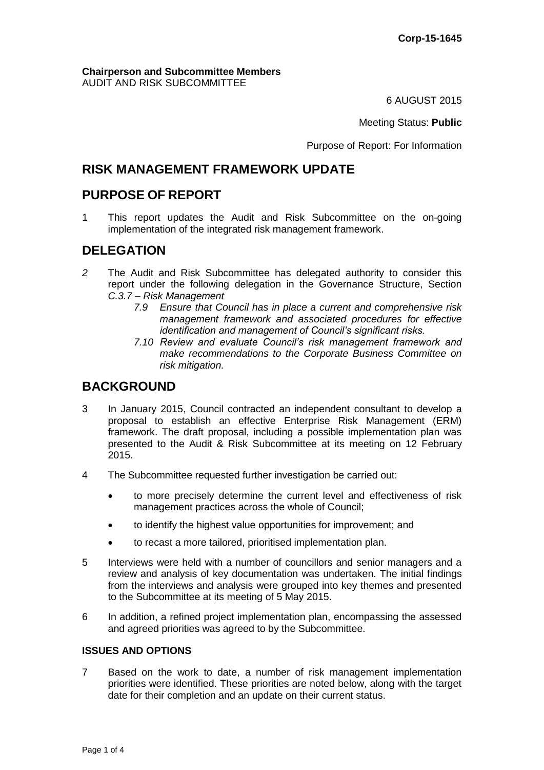**Corp-15-1645**

**Chairperson and Subcommittee Members**
AUDIT AND RISK SUBCOMMITTEE

6 AUGUST 2015

Meeting Status: **Public**

Purpose of Report: For Information

# RISK MANAGEMENT FRAMEWORK UPDATE

# PURPOSE OF REPORT

1 This report updates the Audit and Risk Subcommittee on the on-going implementation of the integrated risk management framework.

# DELEGATION

*2* The Audit and Risk Subcommittee has delegated authority to consider this report under the following delegation in the Governance Structure, Section *C.3.7 – Risk Management*

*7.9 Ensure that Council has in place a current and comprehensive risk management framework and associated procedures for effective identification and management of Council's significant risks.*

*7.10 Review and evaluate Council's risk management framework and make recommendations to the Corporate Business Committee on risk mitigation.*

# BACKGROUND

3 In January 2015, Council contracted an independent consultant to develop a proposal to establish an effective Enterprise Risk Management (ERM) framework. The draft proposal, including a possible implementation plan was presented to the Audit & Risk Subcommittee at its meeting on 12 February 2015.

4 The Subcommittee requested further investigation be carried out:

- to more precisely determine the current level and effectiveness of risk management practices across the whole of Council;
- to identify the highest value opportunities for improvement; and
- to recast a more tailored, prioritised implementation plan.

5 Interviews were held with a number of councillors and senior managers and a review and analysis of key documentation was undertaken. The initial findings from the interviews and analysis were grouped into key themes and presented to the Subcommittee at its meeting of 5 May 2015.

6 In addition, a refined project implementation plan, encompassing the assessed and agreed priorities was agreed to by the Subcommittee.

### ISSUES AND OPTIONS

7 Based on the work to date, a number of risk management implementation priorities were identified. These priorities are noted below, along with the target date for their completion and an update on their current status.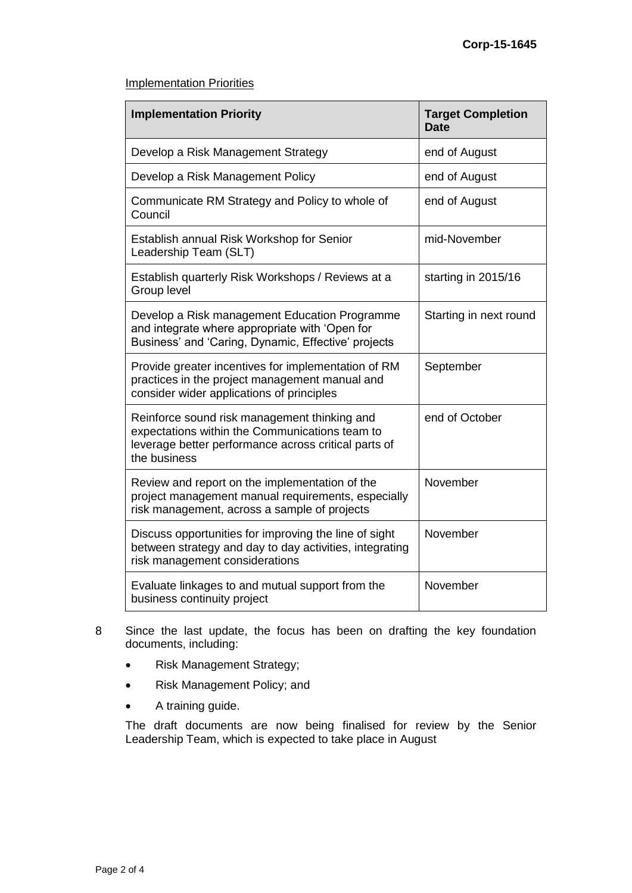Implementation Priorities

| Implementation Priority | Target Completion Date |
|---|---|
| Develop a Risk Management Strategy | end of August |
| Develop a Risk Management Policy | end of August |
| Communicate RM Strategy and Policy to whole of Council | end of August |
| Establish annual Risk Workshop for Senior Leadership Team (SLT) | mid-November |
| Establish quarterly Risk Workshops / Reviews at a Group level | starting in 2015/16 |
| Develop a Risk management Education Programme and integrate where appropriate with 'Open for Business' and 'Caring, Dynamic, Effective' projects | Starting in next round |
| Provide greater incentives for implementation of RM practices in the project management manual and consider wider applications of principles | September |
| Reinforce sound risk management thinking and expectations within the Communications team to leverage better performance across critical parts of the business | end of October |
| Review and report on the implementation of the project management manual requirements, especially risk management, across a sample of projects | November |
| Discuss opportunities for improving the line of sight between strategy and day to day activities, integrating risk management considerations | November |
| Evaluate linkages to and mutual support from the business continuity project | November |

8 Since the last update, the focus has been on drafting the key foundation documents, including:

- Risk Management Strategy;
- Risk Management Policy; and
- A training guide.

The draft documents are now being finalised for review by the Senior Leadership Team, which is expected to take place in August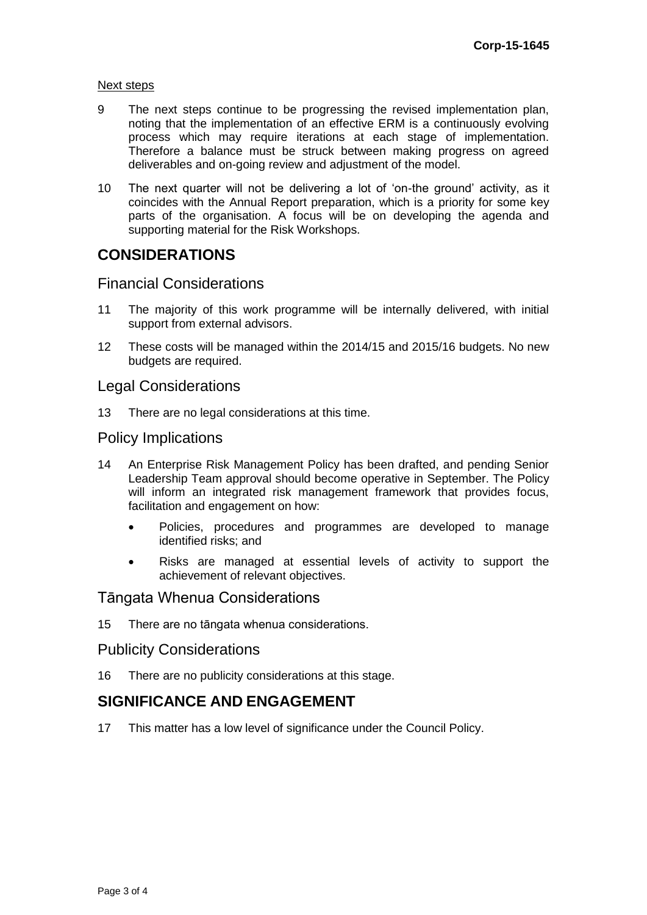Next steps

9 The next steps continue to be progressing the revised implementation plan, noting that the implementation of an effective ERM is a continuously evolving process which may require iterations at each stage of implementation. Therefore a balance must be struck between making progress on agreed deliverables and on-going review and adjustment of the model.

10 The next quarter will not be delivering a lot of 'on-the ground' activity, as it coincides with the Annual Report preparation, which is a priority for some key parts of the organisation. A focus will be on developing the agenda and supporting material for the Risk Workshops.

## CONSIDERATIONS

### Financial Considerations

11 The majority of this work programme will be internally delivered, with initial support from external advisors.

12 These costs will be managed within the 2014/15 and 2015/16 budgets. No new budgets are required.

### Legal Considerations

13 There are no legal considerations at this time.

### Policy Implications

14 An Enterprise Risk Management Policy has been drafted, and pending Senior Leadership Team approval should become operative in September. The Policy will inform an integrated risk management framework that provides focus, facilitation and engagement on how:

- Policies, procedures and programmes are developed to manage identified risks; and
- Risks are managed at essential levels of activity to support the achievement of relevant objectives.

### Tāngata Whenua Considerations

15 There are no tāngata whenua considerations.

### Publicity Considerations

16 There are no publicity considerations at this stage.

## SIGNIFICANCE AND ENGAGEMENT

17 This matter has a low level of significance under the Council Policy.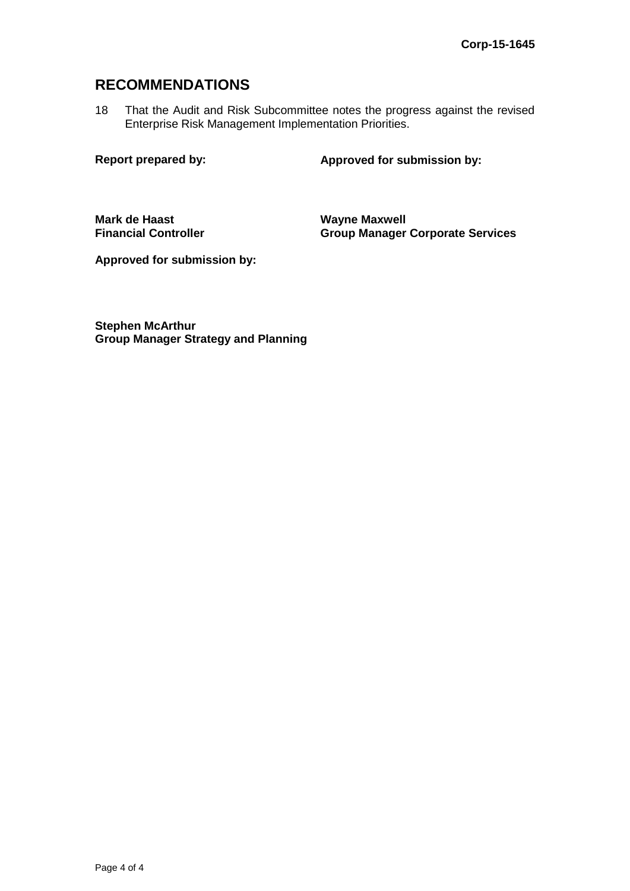## RECOMMENDATIONS

18 That the Audit and Risk Subcommittee notes the progress against the revised Enterprise Risk Management Implementation Priorities.

**Report prepared by:**

**Mark de Haast**
**Financial Controller**

**Approved for submission by:**

**Wayne Maxwell**
**Group Manager Corporate Services**

**Approved for submission by:**

**Stephen McArthur**
**Group Manager Strategy and Planning**